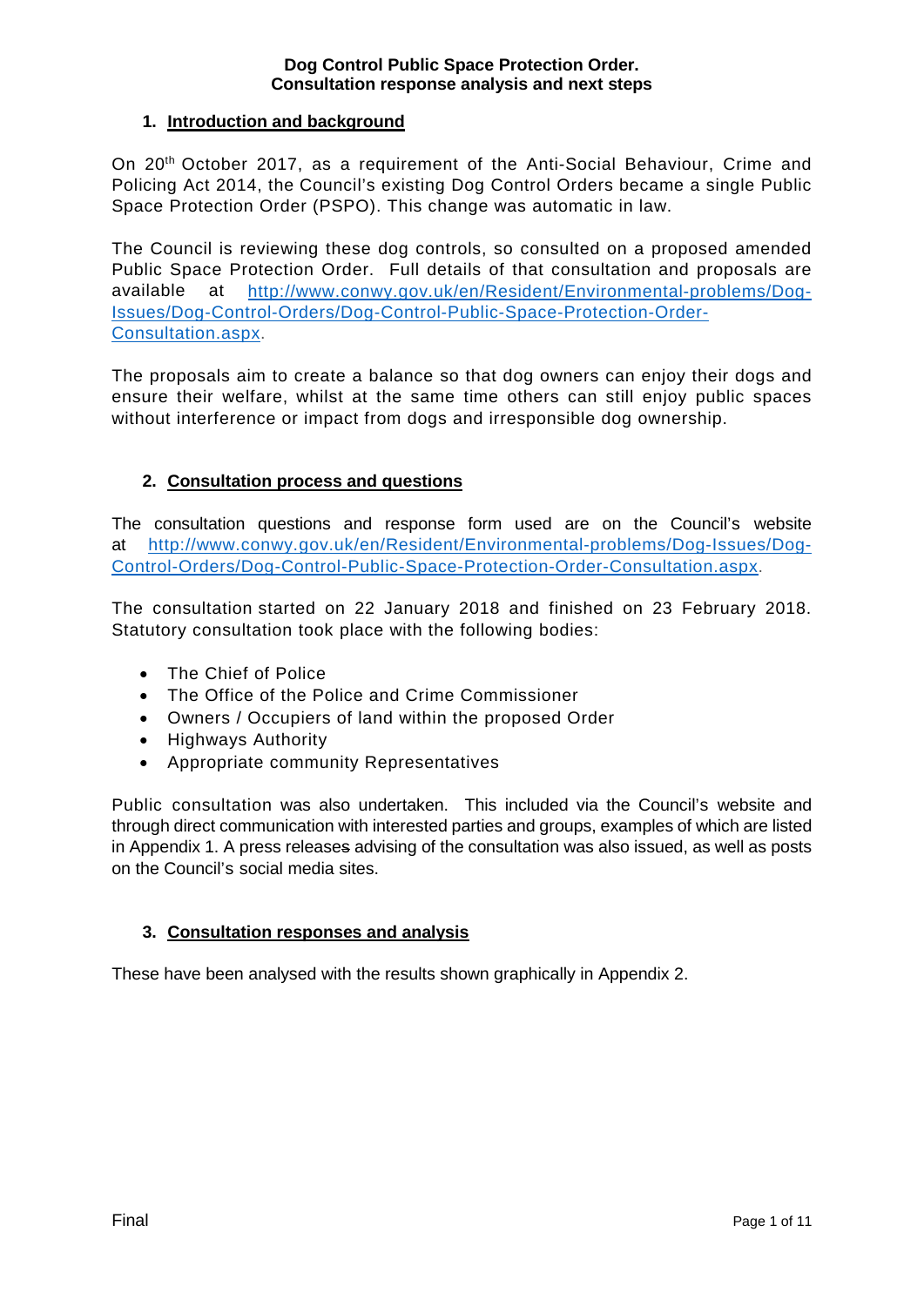# Dog Control Public Space Protection Order.
## Consultation response analysis and next steps

### 1. Introduction and background

On 20th October 2017, as a requirement of the Anti-Social Behaviour, Crime and Policing Act 2014, the Council's existing Dog Control Orders became a single Public Space Protection Order (PSPO). This change was automatic in law.

The Council is reviewing these dog controls, so consulted on a proposed amended Public Space Protection Order. Full details of that consultation and proposals are available at [http://www.conwy.gov.uk/en/Resident/Environmental-problems/Dog-Issues/Dog-Control-Orders/Dog-Control-Public-Space-Protection-Order-Consultation.aspx](http://www.conwy.gov.uk/en/Resident/Environmental-problems/Dog-Issues/Dog-Control-Orders/Dog-Control-Public-Space-Protection-Order-Consultation.aspx).

The proposals aim to create a balance so that dog owners can enjoy their dogs and ensure their welfare, whilst at the same time others can still enjoy public spaces without interference or impact from dogs and irresponsible dog ownership.

### 2. Consultation process and questions

The consultation questions and response form used are on the Council's website at [http://www.conwy.gov.uk/en/Resident/Environmental-problems/Dog-Issues/Dog-Control-Orders/Dog-Control-Public-Space-Protection-Order-Consultation.aspx](http://www.conwy.gov.uk/en/Resident/Environmental-problems/Dog-Issues/Dog-Control-Orders/Dog-Control-Public-Space-Protection-Order-Consultation.aspx).

The consultation started on 22 January 2018 and finished on 23 February 2018. Statutory consultation took place with the following bodies:

- The Chief of Police
- The Office of the Police and Crime Commissioner
- Owners / Occupiers of land within the proposed Order
- Highways Authority
- Appropriate community Representatives

Public consultation was also undertaken. This included via the Council's website and through direct communication with interested parties and groups, examples of which are listed in Appendix 1. A press release~~s~~ advising of the consultation was also issued, as well as posts on the Council's social media sites.

### 3. Consultation responses and analysis

These have been analysed with the results shown graphically in Appendix 2.

Final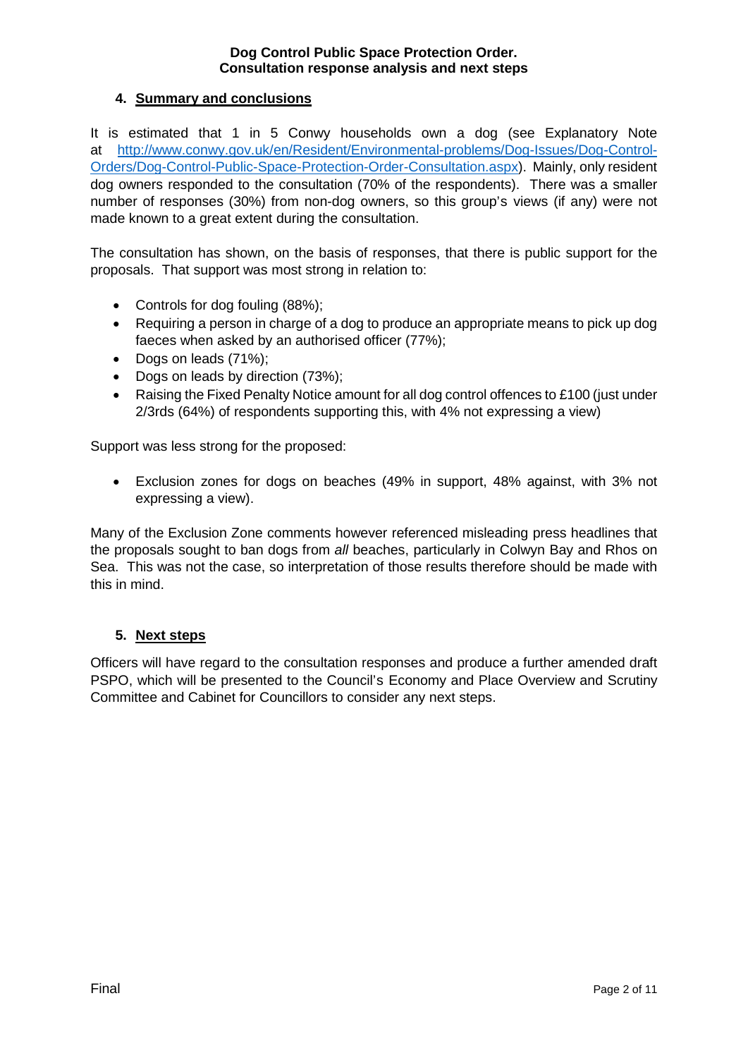## 4. Summary and conclusions

It is estimated that 1 in 5 Conwy households own a dog (see Explanatory Note at http://www.conwy.gov.uk/en/Resident/Environmental-problems/Dog-Issues/Dog-Control-Orders/Dog-Control-Public-Space-Protection-Order-Consultation.aspx). Mainly, only resident dog owners responded to the consultation (70% of the respondents). There was a smaller number of responses (30%) from non-dog owners, so this group's views (if any) were not made known to a great extent during the consultation.

The consultation has shown, on the basis of responses, that there is public support for the proposals. That support was most strong in relation to:

- Controls for dog fouling (88%);
- Requiring a person in charge of a dog to produce an appropriate means to pick up dog faeces when asked by an authorised officer (77%);
- Dogs on leads (71%);
- Dogs on leads by direction (73%);
- Raising the Fixed Penalty Notice amount for all dog control offences to £100 (just under 2/3rds (64%) of respondents supporting this, with 4% not expressing a view)

Support was less strong for the proposed:

- Exclusion zones for dogs on beaches (49% in support, 48% against, with 3% not expressing a view).

Many of the Exclusion Zone comments however referenced misleading press headlines that the proposals sought to ban dogs from *all* beaches, particularly in Colwyn Bay and Rhos on Sea. This was not the case, so interpretation of those results therefore should be made with this in mind.

## 5. Next steps

Officers will have regard to the consultation responses and produce a further amended draft PSPO, which will be presented to the Council's Economy and Place Overview and Scrutiny Committee and Cabinet for Councillors to consider any next steps.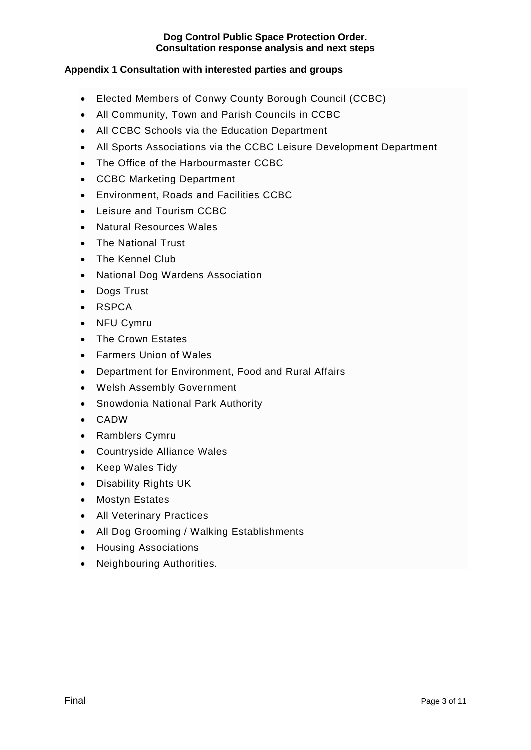## Appendix 1 Consultation with interested parties and groups

- Elected Members of Conwy County Borough Council (CCBC)
- All Community, Town and Parish Councils in CCBC
- All CCBC Schools via the Education Department
- All Sports Associations via the CCBC Leisure Development Department
- The Office of the Harbourmaster CCBC
- CCBC Marketing Department
- Environment, Roads and Facilities CCBC
- Leisure and Tourism CCBC
- Natural Resources Wales
- The National Trust
- The Kennel Club
- National Dog Wardens Association
- Dogs Trust
- RSPCA
- NFU Cymru
- The Crown Estates
- Farmers Union of Wales
- Department for Environment, Food and Rural Affairs
- Welsh Assembly Government
- Snowdonia National Park Authority
- CADW
- Ramblers Cymru
- Countryside Alliance Wales
- Keep Wales Tidy
- Disability Rights UK
- Mostyn Estates
- All Veterinary Practices
- All Dog Grooming / Walking Establishments
- Housing Associations
- Neighbouring Authorities.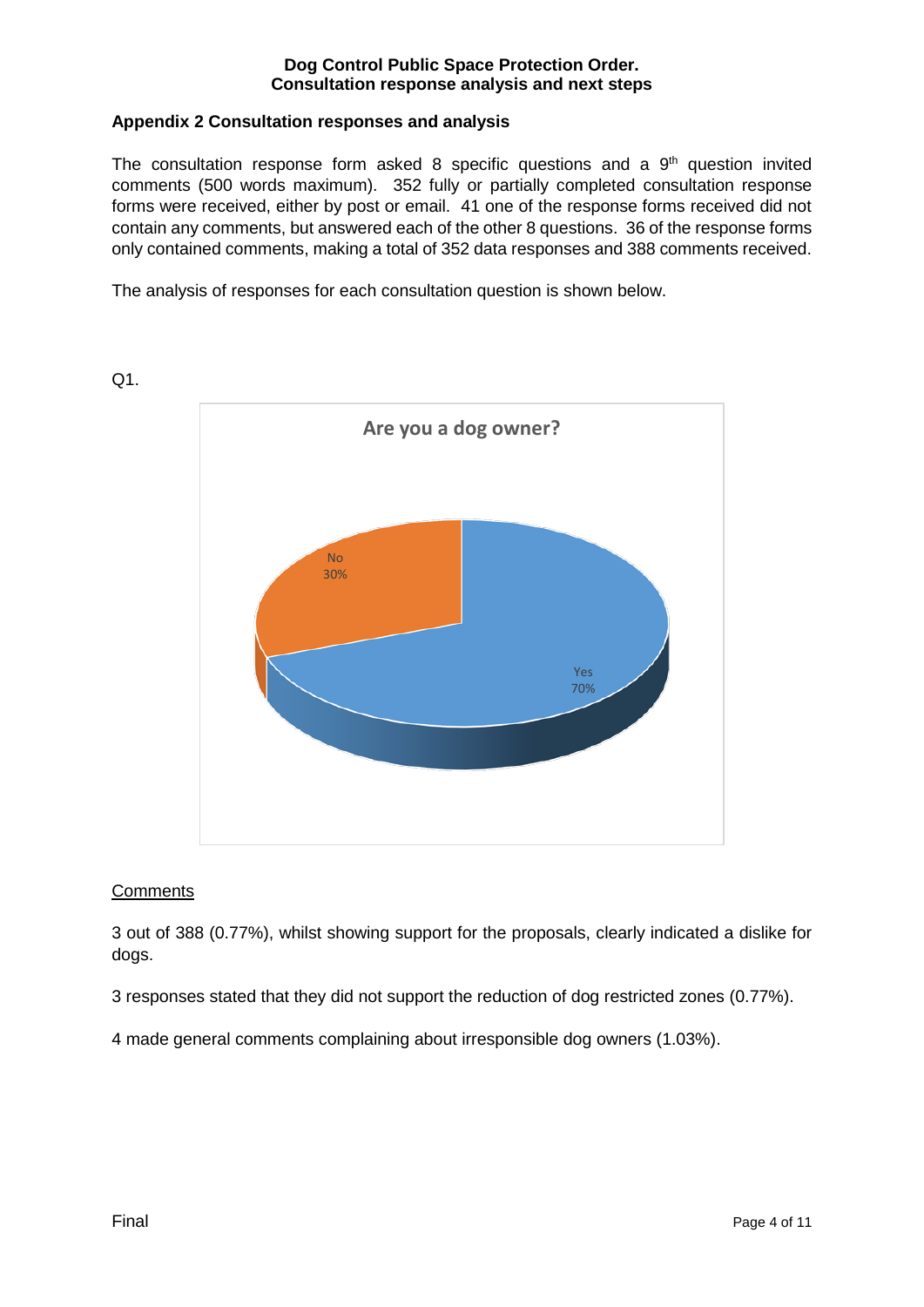## Appendix 2 Consultation responses and analysis

The consultation response form asked 8 specific questions and a 9th question invited comments (500 words maximum). 352 fully or partially completed consultation response forms were received, either by post or email. 41 one of the response forms received did not contain any comments, but answered each of the other 8 questions. 36 of the response forms only contained comments, making a total of 352 data responses and 388 comments received.

The analysis of responses for each consultation question is shown below.

Q1.

**Are you a dog owner?**

| Response | Percentage |
| --- | --- |
| Yes | 70% |
| No | 30% |

Comments

3 out of 388 (0.77%), whilst showing support for the proposals, clearly indicated a dislike for dogs.

3 responses stated that they did not support the reduction of dog restricted zones (0.77%).

4 made general comments complaining about irresponsible dog owners (1.03%).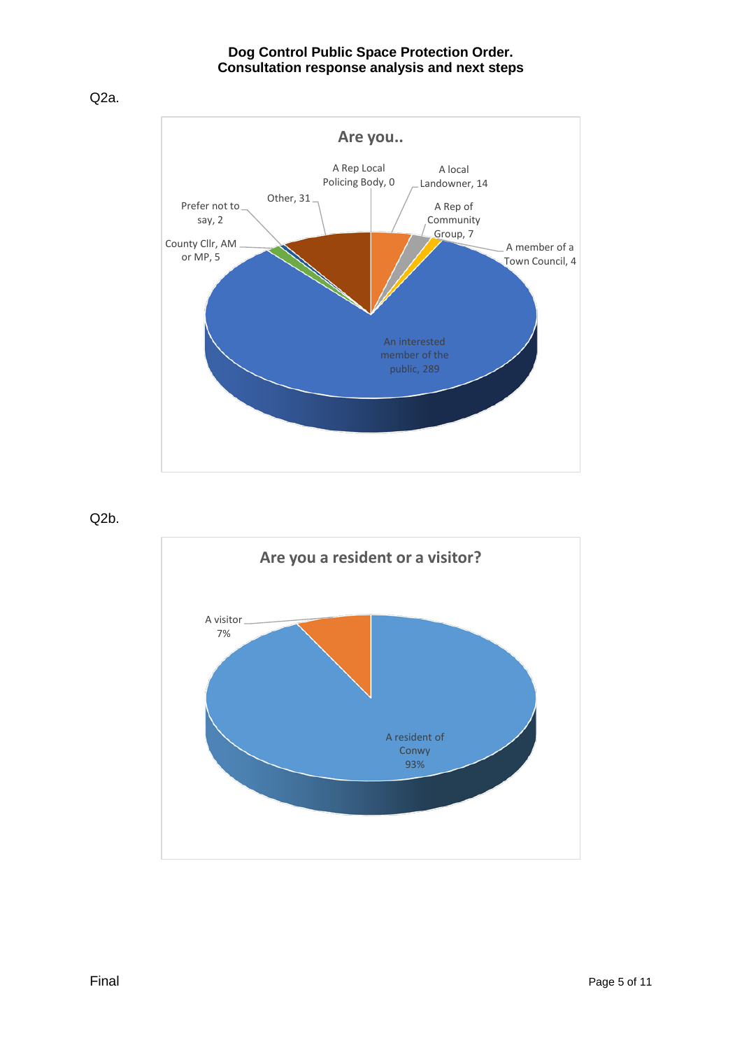Q2a.

**Are you..**

- A Rep Local Policing Body, 0
- A local Landowner, 14
- A Rep of Community Group, 7
- A member of a Town Council, 4
- An interested member of the public, 289
- County Cllr, AM or MP, 5
- Prefer not to say, 2
- Other, 31

Q2b.

**Are you a resident or a visitor?**

- A visitor 7%
- A resident of Conwy 93%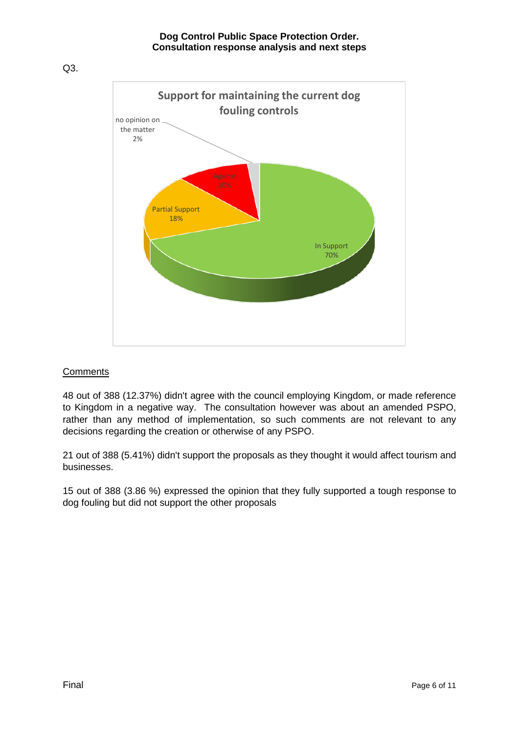Q3.

Support for maintaining the current dog fouling controls

- In Support 70%
- Partial Support 18%
- Against 10%
- no opinion on the matter 2%

<u>Comments</u>

48 out of 388 (12.37%) didn't agree with the council employing Kingdom, or made reference to Kingdom in a negative way. The consultation however was about an amended PSPO, rather than any method of implementation, so such comments are not relevant to any decisions regarding the creation or otherwise of any PSPO.

21 out of 388 (5.41%) didn't support the proposals as they thought it would affect tourism and businesses.

15 out of 388 (3.86 %) expressed the opinion that they fully supported a tough response to dog fouling but did not support the other proposals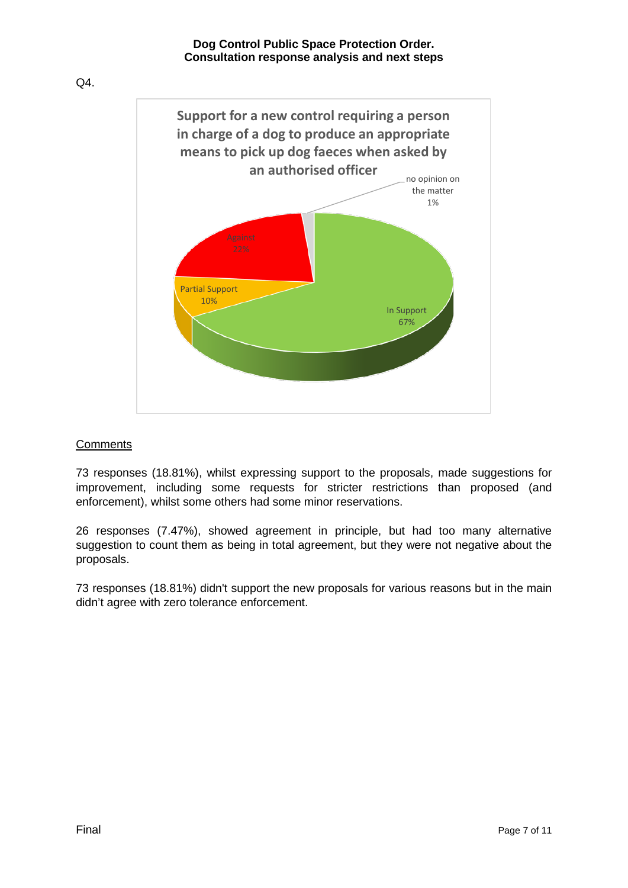Q4.

**Support for a new control requiring a person in charge of a dog to produce an appropriate means to pick up dog faeces when asked by an authorised officer**

| Response | Percentage |
| --- | --- |
| In Support | 67% |
| Against | 22% |
| Partial Support | 10% |
| no opinion on the matter | 1% |

<u>Comments</u>

73 responses (18.81%), whilst expressing support to the proposals, made suggestions for improvement, including some requests for stricter restrictions than proposed (and enforcement), whilst some others had some minor reservations.

26 responses (7.47%), showed agreement in principle, but had too many alternative suggestion to count them as being in total agreement, but they were not negative about the proposals.

73 responses (18.81%) didn't support the new proposals for various reasons but in the main didn't agree with zero tolerance enforcement.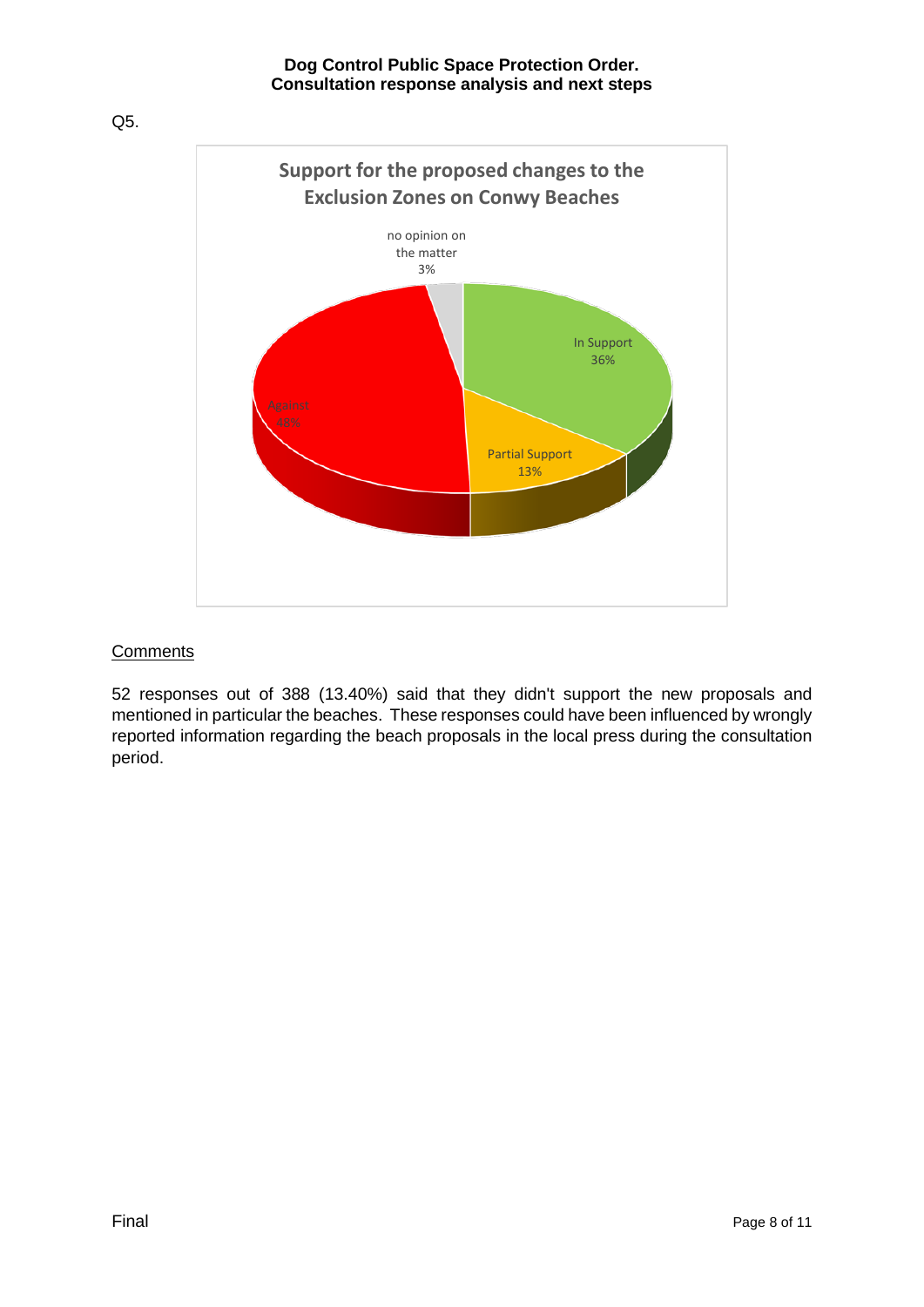Q5.

Support for the proposed changes to the Exclusion Zones on Conwy Beaches

- In Support 36%
- Partial Support 13%
- Against 48%
- no opinion on the matter 3%

<u>Comments</u>

52 responses out of 388 (13.40%) said that they didn't support the new proposals and mentioned in particular the beaches. These responses could have been influenced by wrongly reported information regarding the beach proposals in the local press during the consultation period.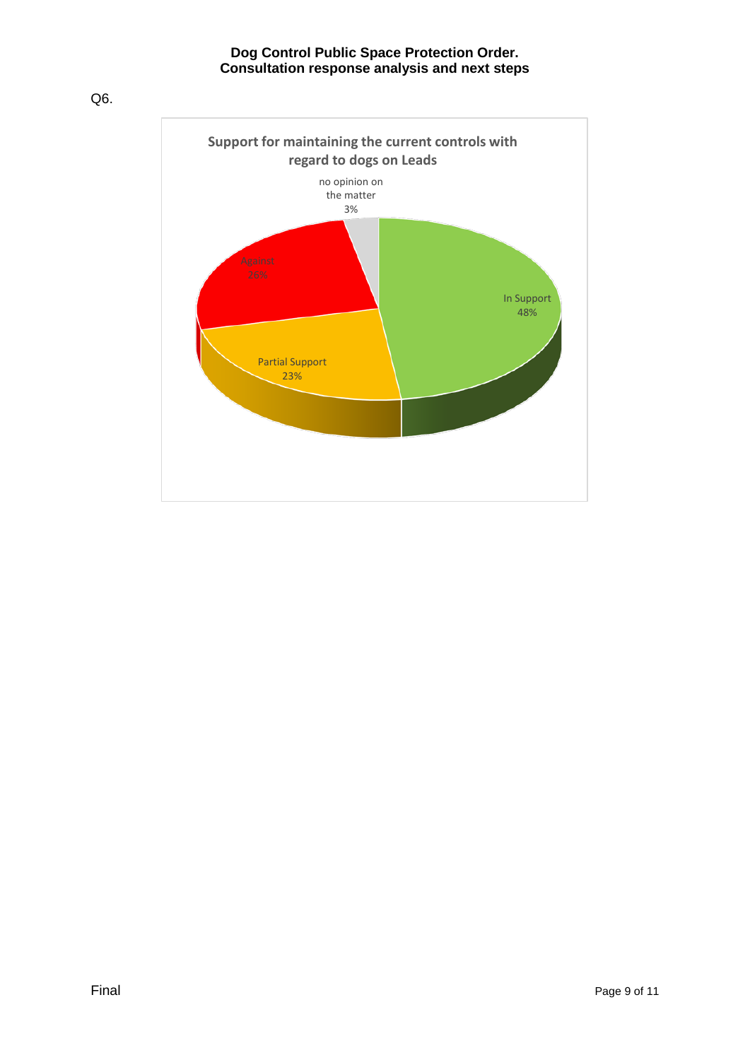Q6.

**Support for maintaining the current controls with regard to dogs on Leads**

| Response | Percentage |
| --- | --- |
| In Support | 48% |
| Partial Support | 23% |
| Against | 26% |
| no opinion on the matter | 3% |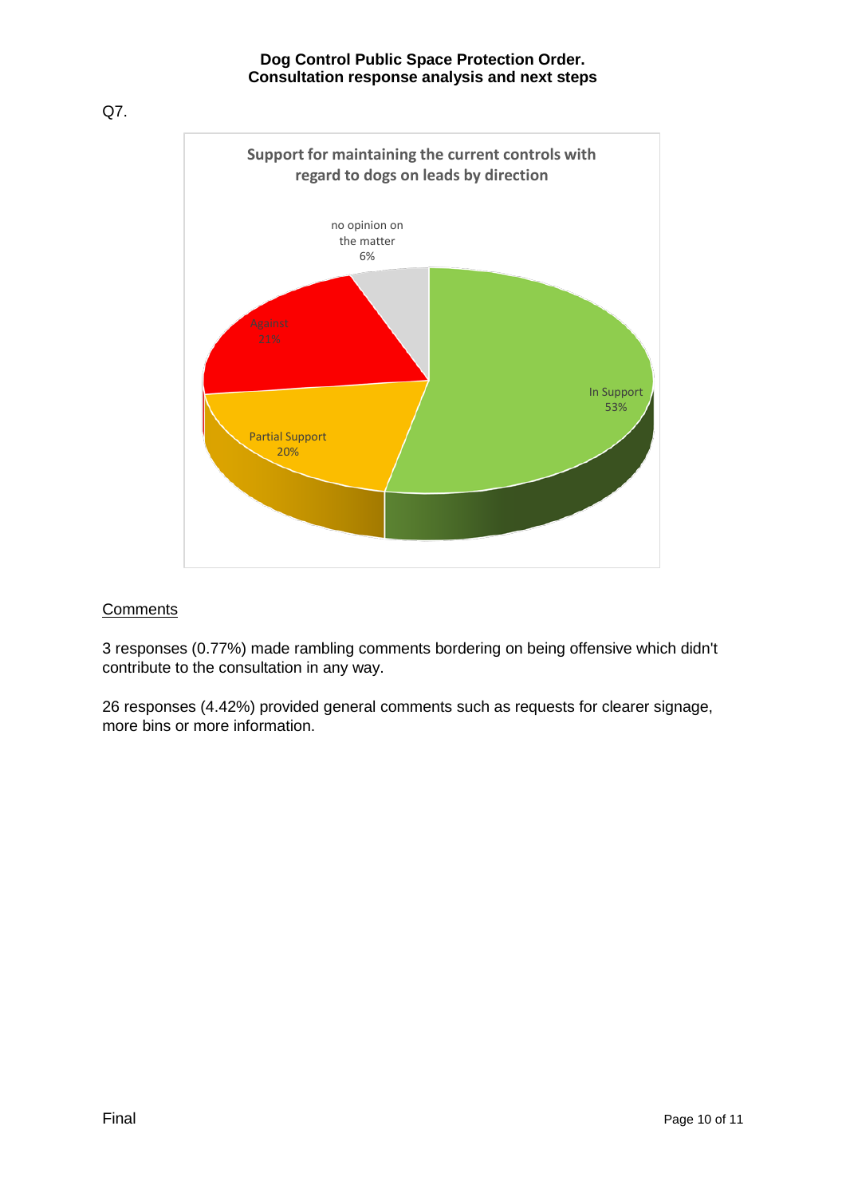Q7.

**Support for maintaining the current controls with regard to dogs on leads by direction**

- In Support 53%
- Partial Support 20%
- Against 21%
- no opinion on the matter 6%

Comments

3 responses (0.77%) made rambling comments bordering on being offensive which didn't contribute to the consultation in any way.

26 responses (4.42%) provided general comments such as requests for clearer signage, more bins or more information.

Final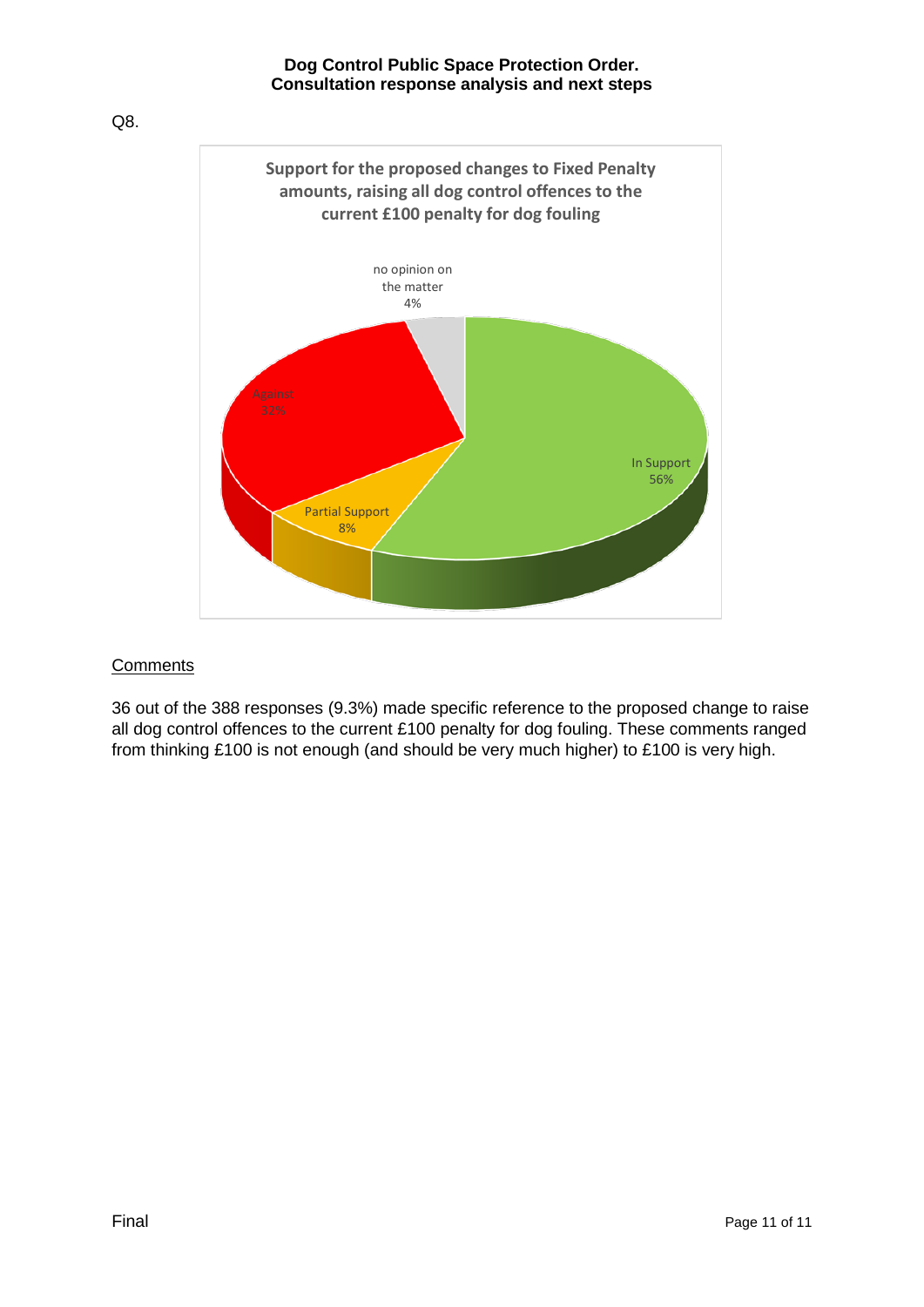Q8.

Support for the proposed changes to Fixed Penalty amounts, raising all dog control offences to the current £100 penalty for dog fouling

no opinion on the matter
4%

Against
32%

Partial Support
8%

In Support
56%

<u>Comments</u>

36 out of the 388 responses (9.3%) made specific reference to the proposed change to raise all dog control offences to the current £100 penalty for dog fouling. These comments ranged from thinking £100 is not enough (and should be very much higher) to £100 is very high.